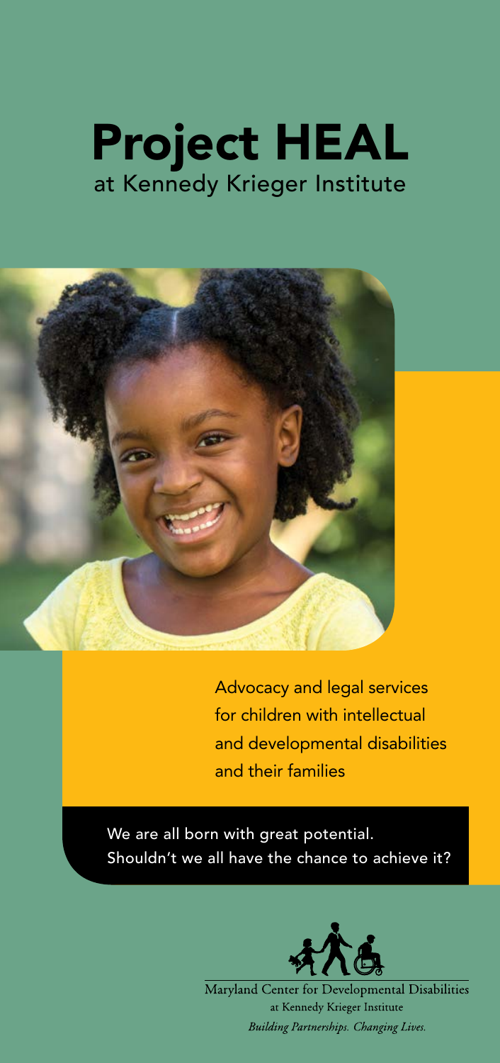# Project HEAL

at Kennedy Krieger Institute

Advocacy and legal services for children with intellectual and developmental disabilities and their families

We are all born with great potential. Shouldn't we all have the chance to achieve it?

Maryland Center for Developmental Disabilities
at Kennedy Krieger Institute
*Building Partnerships. Changing Lives.*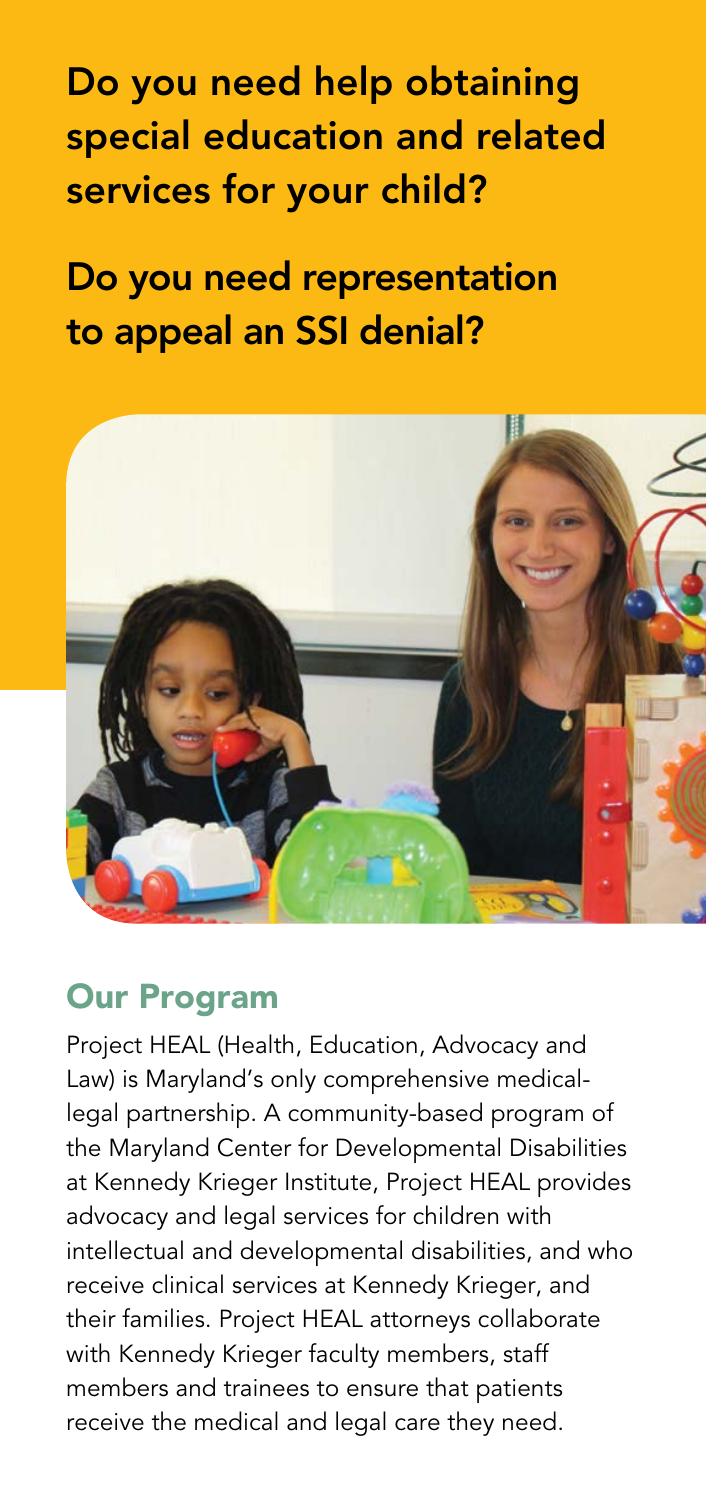## Do you need help obtaining special education and related services for your child?

## Do you need representation to appeal an SSI denial?

### Our Program

Project HEAL (Health, Education, Advocacy and Law) is Maryland's only comprehensive medical-legal partnership. A community-based program of the Maryland Center for Developmental Disabilities at Kennedy Krieger Institute, Project HEAL provides advocacy and legal services for children with intellectual and developmental disabilities, and who receive clinical services at Kennedy Krieger, and their families. Project HEAL attorneys collaborate with Kennedy Krieger faculty members, staff members and trainees to ensure that patients receive the medical and legal care they need.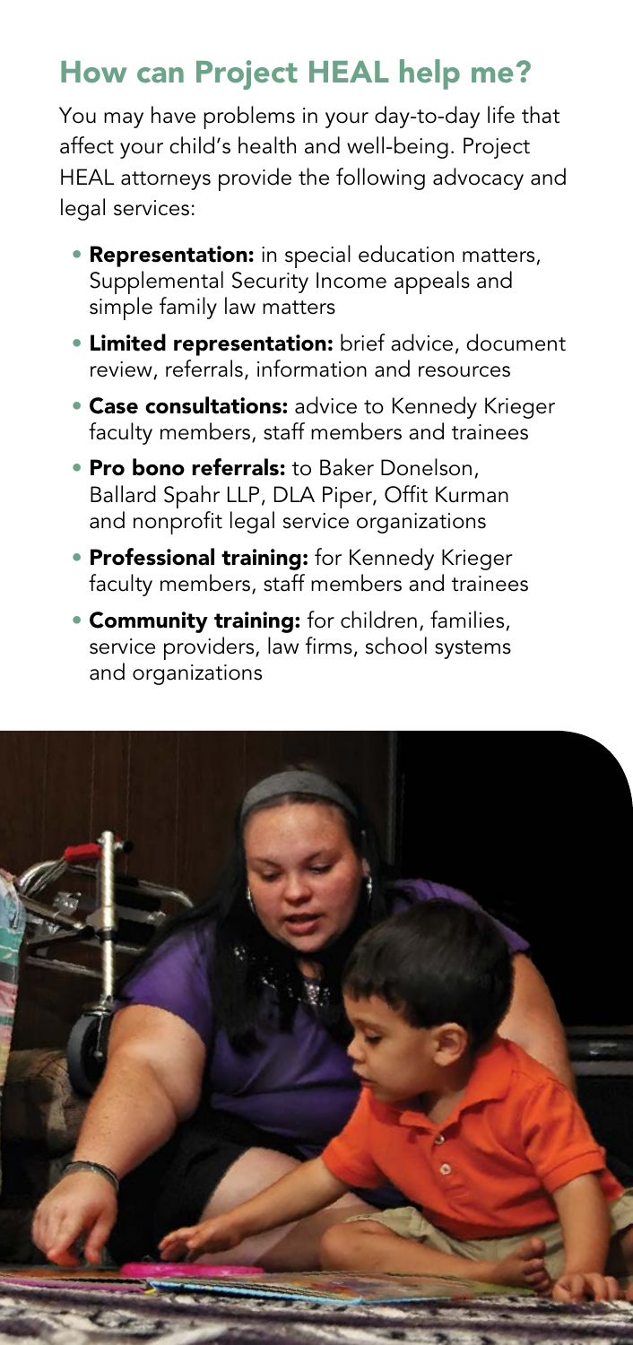## How can Project HEAL help me?

You may have problems in your day-to-day life that affect your child's health and well-being. Project HEAL attorneys provide the following advocacy and legal services:

- **Representation:** in special education matters, Supplemental Security Income appeals and simple family law matters
- **Limited representation:** brief advice, document review, referrals, information and resources
- **Case consultations:** advice to Kennedy Krieger faculty members, staff members and trainees
- **Pro bono referrals:** to Baker Donelson, Ballard Spahr LLP, DLA Piper, Offit Kurman and nonprofit legal service organizations
- **Professional training:** for Kennedy Krieger faculty members, staff members and trainees
- **Community training:** for children, families, service providers, law firms, school systems and organizations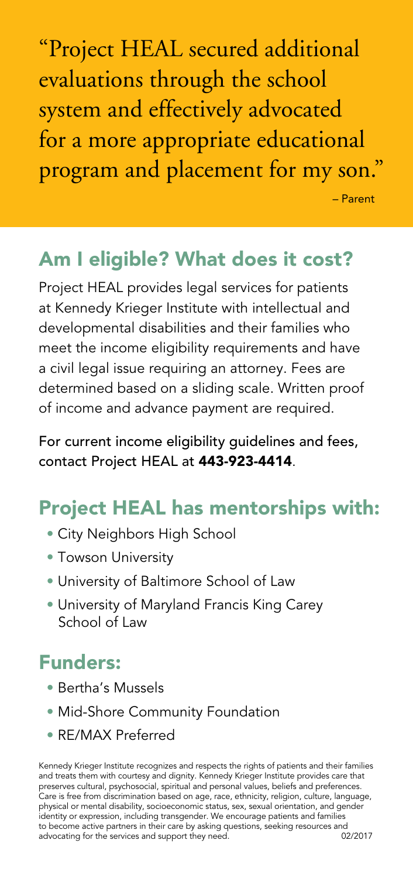"Project HEAL secured additional evaluations through the school system and effectively advocated for a more appropriate educational program and placement for my son."

– Parent

## Am I eligible? What does it cost?

Project HEAL provides legal services for patients at Kennedy Krieger Institute with intellectual and developmental disabilities and their families who meet the income eligibility requirements and have a civil legal issue requiring an attorney. Fees are determined based on a sliding scale. Written proof of income and advance payment are required.

For current income eligibility guidelines and fees, contact Project HEAL at **443-923-4414**.

## Project HEAL has mentorships with:

- City Neighbors High School
- Towson University
- University of Baltimore School of Law
- University of Maryland Francis King Carey School of Law

## Funders:

- Bertha's Mussels
- Mid-Shore Community Foundation
- RE/MAX Preferred

Kennedy Krieger Institute recognizes and respects the rights of patients and their families and treats them with courtesy and dignity. Kennedy Krieger Institute provides care that preserves cultural, psychosocial, spiritual and personal values, beliefs and preferences. Care is free from discrimination based on age, race, ethnicity, religion, culture, language, physical or mental disability, socioeconomic status, sex, sexual orientation, and gender identity or expression, including transgender. We encourage patients and families to become active partners in their care by asking questions, seeking resources and advocating for the services and support they need. 02/2017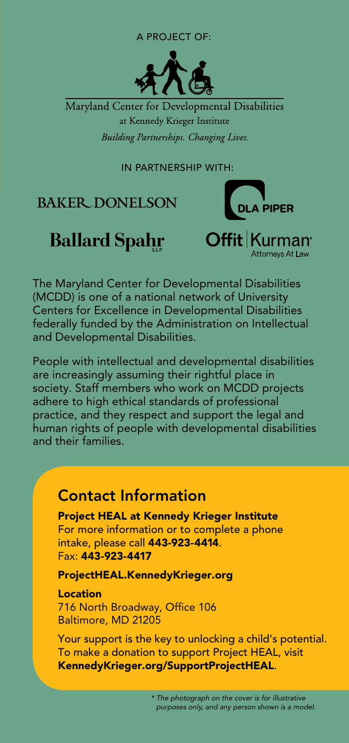A PROJECT OF:

Maryland Center for Developmental Disabilities
at Kennedy Krieger Institute
*Building Partnerships. Changing Lives.*

IN PARTNERSHIP WITH:

BAKER DONELSON

DLA PIPER

Ballard Spahr LLP

Offit | Kurman Attorneys At Law

The Maryland Center for Developmental Disabilities (MCDD) is one of a national network of University Centers for Excellence in Developmental Disabilities federally funded by the Administration on Intellectual and Developmental Disabilities.

People with intellectual and developmental disabilities are increasingly assuming their rightful place in society. Staff members who work on MCDD projects adhere to high ethical standards of professional practice, and they respect and support the legal and human rights of people with developmental disabilities and their families.

## Contact Information

**Project HEAL at Kennedy Krieger Institute**
For more information or to complete a phone intake, please call **443-923-4414**.
Fax: **443-923-4417**

**ProjectHEAL.KennedyKrieger.org**

**Location**
716 North Broadway, Office 106
Baltimore, MD 21205

Your support is the key to unlocking a child's potential. To make a donation to support Project HEAL, visit **KennedyKrieger.org/SupportProjectHEAL**.

*\* The photograph on the cover is for illustrative purposes only, and any person shown is a model.*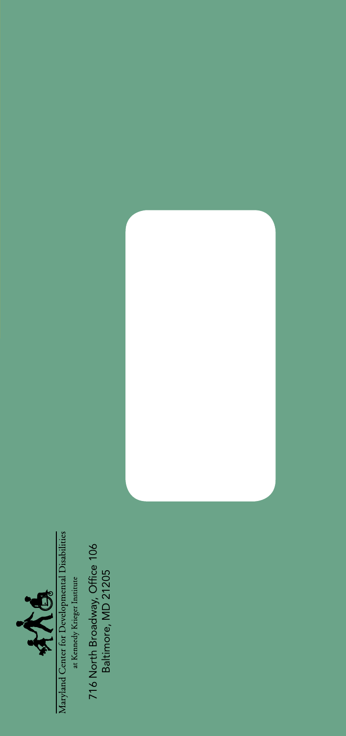Maryland Center for Developmental Disabilities

at Kennedy Krieger Institute

716 North Broadway, Office 106

Baltimore, MD 21205